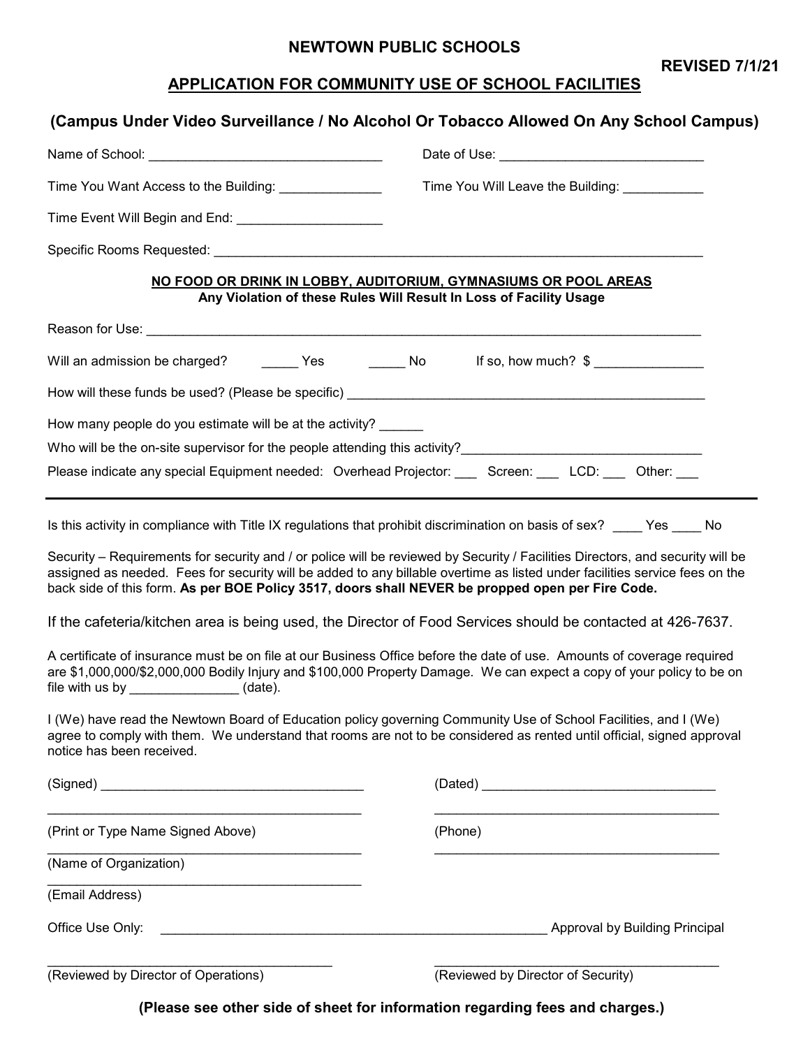# NEWTOWN PUBLIC SCHOOLS

**REVISED 7/1/21**

## APPLICATION FOR COMMUNITY USE OF SCHOOL FACILITIES

### (Campus Under Video Surveillance / No Alcohol Or Tobacco Allowed On Any School Campus)

Name of School: ________________________________ Date of Use: ____________________________

Time You Want Access to the Building: ______________ Time You Will Leave the Building: ___________

Time Event Will Begin and End: ____________________

Specific Rooms Requested: ______________________________________________________________________

**NO FOOD OR DRINK IN LOBBY, AUDITORIUM, GYMNASIUMS OR POOL AREAS**
**Any Violation of these Rules Will Result In Loss of Facility Usage**

Reason for Use: ____________________________________________________________________________

Will an admission be charged? _____ Yes _____ No If so, how much? $ _______________

How will these funds be used? (Please be specific) __________________________________________________

How many people do you estimate will be at the activity? ______

Who will be the on-site supervisor for the people attending this activity?________________________________

Please indicate any special Equipment needed: Overhead Projector: ___ Screen: ___ LCD: ___ Other: ___

---

Is this activity in compliance with Title IX regulations that prohibit discrimination on basis of sex? ____ Yes ____ No

Security – Requirements for security and / or police will be reviewed by Security / Facilities Directors, and security will be assigned as needed. Fees for security will be added to any billable overtime as listed under facilities service fees on the back side of this form. **As per BOE Policy 3517, doors shall NEVER be propped open per Fire Code.**

If the cafeteria/kitchen area is being used, the Director of Food Services should be contacted at 426-7637.

A certificate of insurance must be on file at our Business Office before the date of use. Amounts of coverage required are $1,000,000/$2,000,000 Bodily Injury and $100,000 Property Damage. We can expect a copy of your policy to be on file with us by _______________ (date).

I (We) have read the Newtown Board of Education policy governing Community Use of School Facilities, and I (We) agree to comply with them. We understand that rooms are not to be considered as rented until official, signed approval notice has been received.

(Signed) ___________________________________ (Dated) ________________________________

___________________________________________ ________________________________________

(Print or Type Name Signed Above) (Phone)

___________________________________________ ________________________________________

(Name of Organization)

___________________________________________

(Email Address)

Office Use Only: _______________________________________________________ Approval by Building Principal

_______________________________________ ________________________________________

(Reviewed by Director of Operations) (Reviewed by Director of Security)

**(Please see other side of sheet for information regarding fees and charges.)**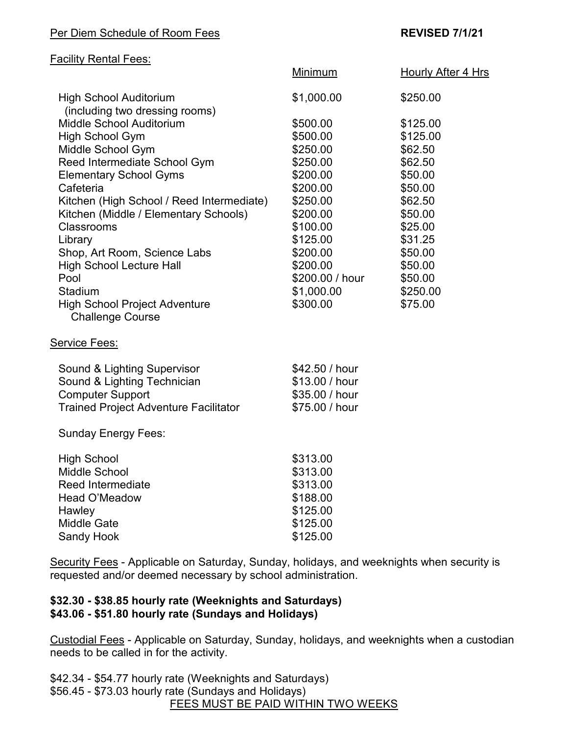Per Diem Schedule of Room Fees **REVISED 7/1/21**

Facility Rental Fees:

| | Minimum | Hourly After 4 Hrs |
|---|---|---|
| High School Auditorium (including two dressing rooms) | $1,000.00 | $250.00 |
| Middle School Auditorium | $500.00 | $125.00 |
| High School Gym | $500.00 | $125.00 |
| Middle School Gym | $250.00 | $62.50 |
| Reed Intermediate School Gym | $250.00 | $62.50 |
| Elementary School Gyms | $200.00 | $50.00 |
| Cafeteria | $200.00 | $50.00 |
| Kitchen (High School / Reed Intermediate) | $250.00 | $62.50 |
| Kitchen (Middle / Elementary Schools) | $200.00 | $50.00 |
| Classrooms | $100.00 | $25.00 |
| Library | $125.00 | $31.25 |
| Shop, Art Room, Science Labs | $200.00 | $50.00 |
| High School Lecture Hall | $200.00 | $50.00 |
| Pool | $200.00 / hour | $50.00 |
| Stadium | $1,000.00 | $250.00 |
| High School Project Adventure Challenge Course | $300.00 | $75.00 |

Service Fees:

| | |
|---|---|
| Sound & Lighting Supervisor | $42.50 / hour |
| Sound & Lighting Technician | $13.00 / hour |
| Computer Support | $35.00 / hour |
| Trained Project Adventure Facilitator | $75.00 / hour |

Sunday Energy Fees:

| | |
|---|---|
| High School | $313.00 |
| Middle School | $313.00 |
| Reed Intermediate | $313.00 |
| Head O'Meadow | $188.00 |
| Hawley | $125.00 |
| Middle Gate | $125.00 |
| Sandy Hook | $125.00 |

Security Fees - Applicable on Saturday, Sunday, holidays, and weeknights when security is requested and/or deemed necessary by school administration.

**$32.30 - $38.85 hourly rate (Weeknights and Saturdays)**
**$43.06 - $51.80 hourly rate (Sundays and Holidays)**

Custodial Fees - Applicable on Saturday, Sunday, holidays, and weeknights when a custodian needs to be called in for the activity.

$42.34 - $54.77 hourly rate (Weeknights and Saturdays)
$56.45 - $73.03 hourly rate (Sundays and Holidays)

FEES MUST BE PAID WITHIN TWO WEEKS